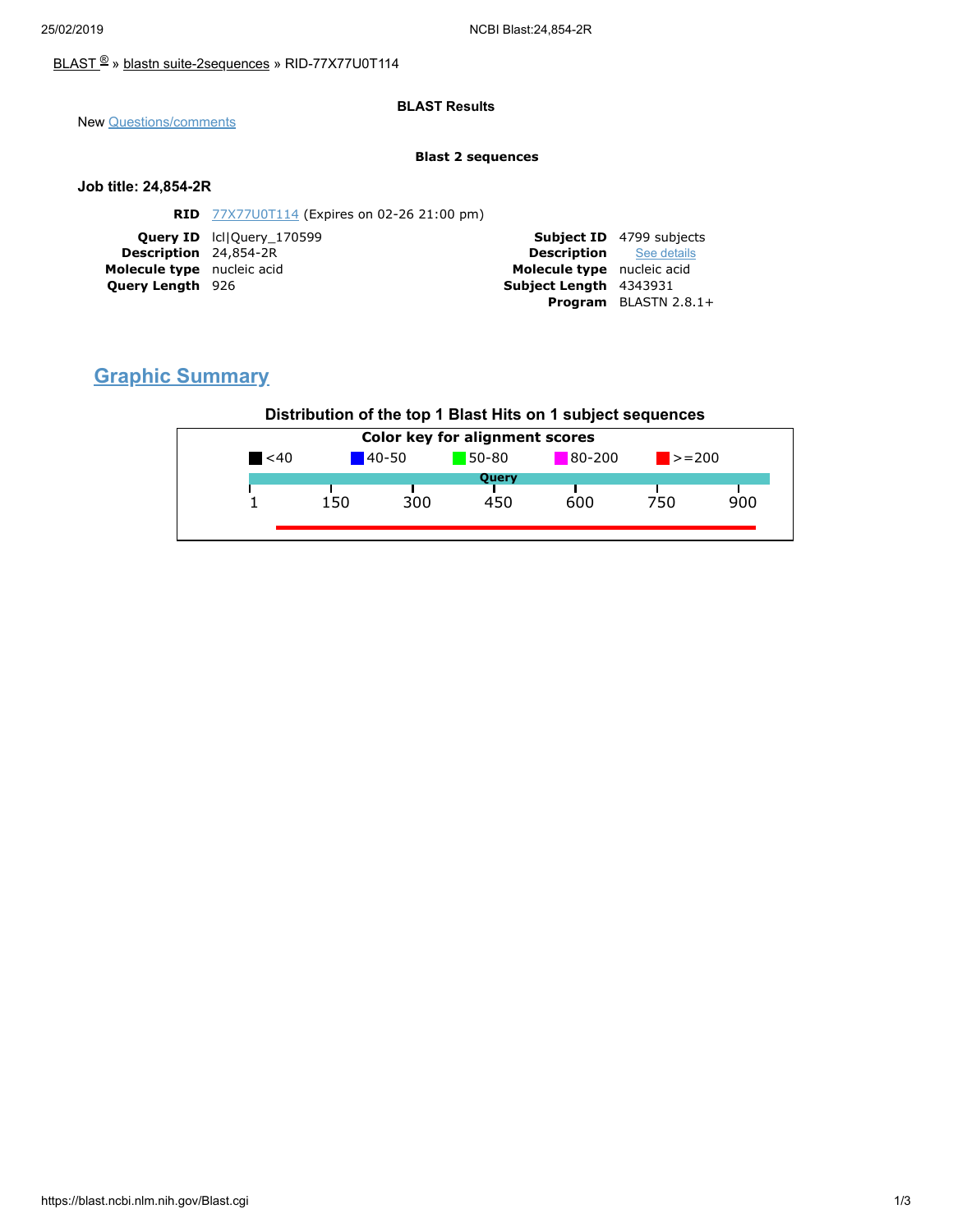BLAST ® » blastn suite-2sequences » RID-77X77U0T114

**BLAST Results**

New Questions/comments

**Blast 2 sequences**

### Job title: 24,854-2R

| | |
|---|---|
| **RID** | 77X77U0T114 (Expires on 02-26 21:00 pm) |

| | | | |
|---|---|---|---|
| **Query ID** | lcl\|Query_170599 | **Subject ID** | 4799 subjects |
| **Description** | 24,854-2R | **Description** | See details |
| **Molecule type** | nucleic acid | **Molecule type** | nucleic acid |
| **Query Length** | 926 | **Subject Length** | 4343931 |
| | | **Program** | BLASTN 2.8.1+ |

## Graphic Summary

**Distribution of the top 1 Blast Hits on 1 subject sequences**

Color key for alignment scores

<40 | 40-50 | 50-80 | 80-200 | >=200

Query

1 150 300 450 600 750 900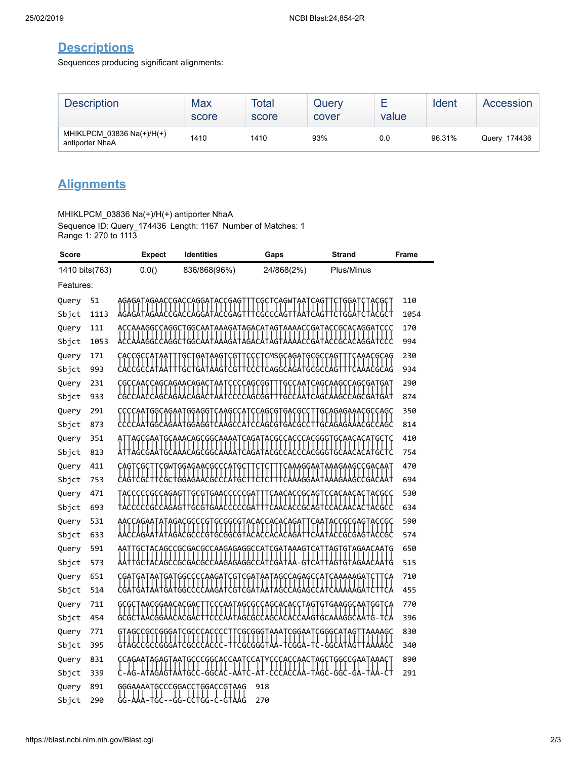## Descriptions

Sequences producing significant alignments:

| Description | Max score | Total score | Query cover | E value | Ident | Accession |
|---|---|---|---|---|---|---|
| MHIKLPCM_03836 Na(+)/H(+) antiporter NhaA | 1410 | 1410 | 93% | 0.0 | 96.31% | Query_174436 |

## Alignments

MHIKLPCM_03836 Na(+)/H(+) antiporter NhaA
Sequence ID: Query_174436 Length: 1167 Number of Matches: 1
Range 1: 270 to 1113

| Score | Expect | Identities | Gaps | Strand | Frame |
|---|---|---|---|---|---|
| 1410 bits(763) | 0.0() | 836/868(96%) | 24/868(2%) | Plus/Minus | |

Features:

```
Query  51    AGAGATAGAACCGACCAGGATACCGAGTTTCGCTCAGWTAATCAGTTCTGGATCTACGCT  110
Sbjct  1113  AGAGATAGAACCGACCAGGATACCGAGTTTCGCCCAGTTAATCAGTTCTGGATCTACGCT  1054

Query  111   ACCAAAGGCCAGGCTGGCAATAAAGATAGACATAGTAAAACCGATACCGCACAGGATCCC  170
Sbjct  1053  ACCAAAGGCCAGGCTGGCAATAAAGATAGACATAGTAAAACCGATACCGCACAGGATCCC  994

Query  171   CACCGCCATAATTTGCTGATAAGTCGTTCCCTCMSGCAGATGCGCCAGTTTCAAACGCAG  230
Sbjct  993   CACCGCCATAATTTGCTGATAAGTCGTTCCCTCAGGCAGATGCGCCAGTTTCAAACGCAG  934

Query  231   CGCCAACCAGCAGAACAGACTAATCCCCAGCGGTTTGCCAATCAGCAAGCCAGCGATGAT  290
Sbjct  933   CGCCAACCAGCAGAACAGACTAATCCCCAGCGGTTTGCCAATCAGCAAGCCAGCGATGAT  874

Query  291   CCCCAATGGCAGAATGGAGGTCAAGCCATCCAGCGTGACGCCTTGCAGAGAAACGCCAGC  350
Sbjct  873   CCCCAATGGCAGAATGGAGGTCAAGCCATCCAGCGTGACGCCTTGCAGAGAAACGCCAGC  814

Query  351   ATTAGCGAATGCAAACAGCGGCAAAATCAGATACGCCACCCACGGGTGCAACACATGCTC  410
Sbjct  813   ATTAGCGAATGCAAACAGCGGCAAAATCAGATACGCCACCCACGGGTGCAACACATGCTC  754

Query  411   CAGTCGCTTCGWTGGAGAACGCCCATGCTTCTCTTTCAAAGGAATAAAGAAGCCGACAAT  470
Sbjct  753   CAGTCGCTTCGCTGGAGAACGCCCATGCTTCTCTTTCAAAGGAATAAAGAAGCCGACAAT  694

Query  471   TACCCCCGCCAGAGTTGCGTGAACCCCCGATTTCAACACCGCAGTCCACAACACTACGCC  530
Sbjct  693   TACCCCCGCCAGAGTTGCGTGAACCCCCGATTTCAACACCGCAGTCCACAACACTACGCC  634

Query  531   AACCAGAATATAGACGCCCGTGCGGCGTACACCACACAGATTCAATACCGCGAGTACCGC  590
Sbjct  633   AACCAGAATATAGACGCCCGTGCGGCGTACACCACACAGATTCAATACCGCGAGTACCGC  574

Query  591   AATTGCTACAGCCGCGACGCCAAGAGAGGCCATCGATAAAGTCATTAGTGTAGAACAATG  650
Sbjct  573   AATTGCTACAGCCGCGACGCCAAGAGAGGCCATCGATAA-GTCATTAGTGTAGAACAATG  515

Query  651   CGATGATAATGATGGCCCCAAGATCGTCGATAATAGCCAGAGCCATCAAAAAGATCTTCA  710
Sbjct  514   CGATGATAATGATGGCCCCAAGATCGTCGATAATAGCCAGAGCCATCAAAAAGATCTTCA  455

Query  711   GCGCTAACGGAACACGACTTCCCAATAGCGCCAGCACACCTAGTGTGAAGGCAATGGTCA  770
Sbjct  454   GCGCTAACGGAACACGACTTCCCAATAGCGCCAGCACACCAAGTGCAAAGGCAATG-TCA  396

Query  771   GTAGCCGCCGGGATCGCCCACCCCTTCGCGGGTAAATCGGAATCGGGCATAGTTAAAAGC  830
Sbjct  395   GTAGCCGCCGGGATCGCCCACCC-TTCGCGGGTAA-TCGGA-TC-GGCATAGTTAAAAGC  340

Query  831   CCAGAATAGAGTAATGCCCGGCACCAATCCATYCCCACCAACTAGCTGGCCGAATAAACT  890
Sbjct  339   C-AG-ATAGAGTAATGCC-GGCAC-AATC-AT-CCCACCAA-TAGC-GGC-GA-TAA-CT  291

Query  891   GGGAAAATGCCCGGACCTGGACCGTAAG  918
Sbjct  290   GG-AAA-TGC--GG-CCTGG-C-GTAAG  270
```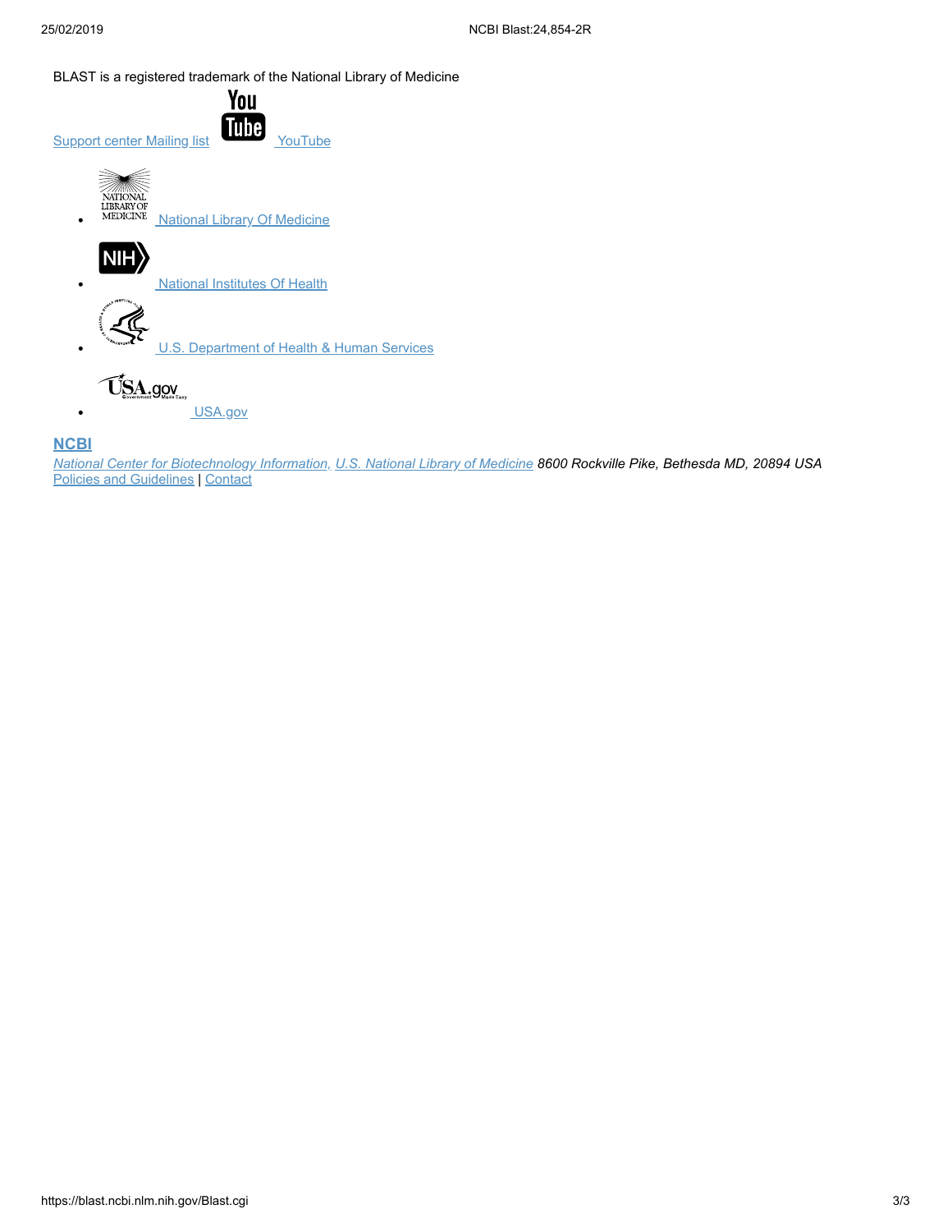BLAST is a registered trademark of the National Library of Medicine

Support center Mailing list YouTube

- National Library Of Medicine
- National Institutes Of Health
- U.S. Department of Health & Human Services
- USA.gov

**NCBI**

*National Center for Biotechnology Information, U.S. National Library of Medicine 8600 Rockville Pike, Bethesda MD, 20894 USA*

Policies and Guidelines | Contact